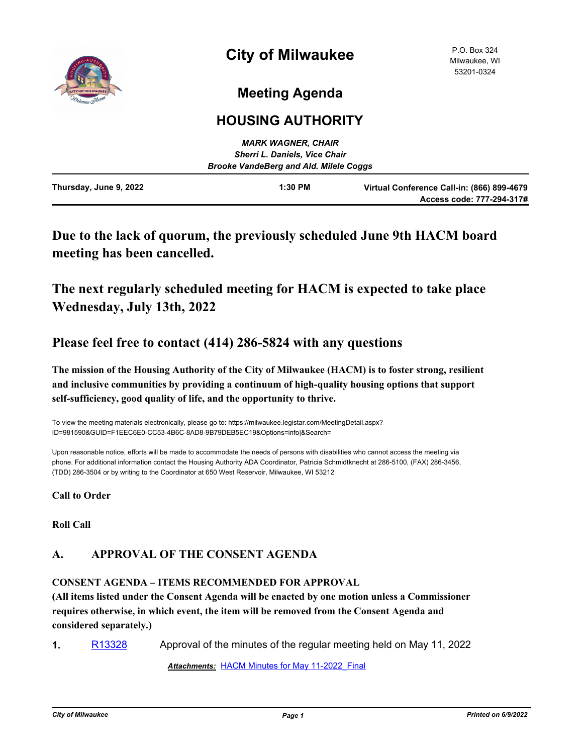# City of Milwaukee

P.O. Box 324
Milwaukee, WI
53201-0324

## Meeting Agenda

## HOUSING AUTHORITY

***MARK WAGNER, CHAIR***
***Sherri L. Daniels, Vice Chair***
***Brooke VandeBerg and Ald. Milele Coggs***

| Thursday, June 9, 2022 | 1:30 PM | Virtual Conference Call-in: (866) 899-4679 Access code: 777-294-317# |
|---|---|---|

## Due to the lack of quorum, the previously scheduled June 9th HACM board meeting has been cancelled.

## The next regularly scheduled meeting for HACM is expected to take place Wednesday, July 13th, 2022

### Please feel free to contact (414) 286-5824 with any questions

**The mission of the Housing Authority of the City of Milwaukee (HACM) is to foster strong, resilient and inclusive communities by providing a continuum of high-quality housing options that support self-sufficiency, good quality of life, and the opportunity to thrive.**

To view the meeting materials electronically, please go to: https://milwaukee.legistar.com/MeetingDetail.aspx?ID=981590&GUID=F1EEC6E0-CC53-4B6C-8AD8-9B79DEB5EC19&Options=info|&Search=

Upon reasonable notice, efforts will be made to accommodate the needs of persons with disabilities who cannot access the meeting via phone. For additional information contact the Housing Authority ADA Coordinator, Patricia Schmidtknecht at 286-5100, (FAX) 286-3456, (TDD) 286-3504 or by writing to the Coordinator at 650 West Reservoir, Milwaukee, WI 53212

**Call to Order**

**Roll Call**

### A. APPROVAL OF THE CONSENT AGENDA

**CONSENT AGENDA – ITEMS RECOMMENDED FOR APPROVAL**
**(All items listed under the Consent Agenda will be enacted by one motion unless a Commissioner requires otherwise, in which event, the item will be removed from the Consent Agenda and considered separately.)**

**1.** R13328 Approval of the minutes of the regular meeting held on May 11, 2022

***Attachments:*** HACM Minutes for May 11-2022_Final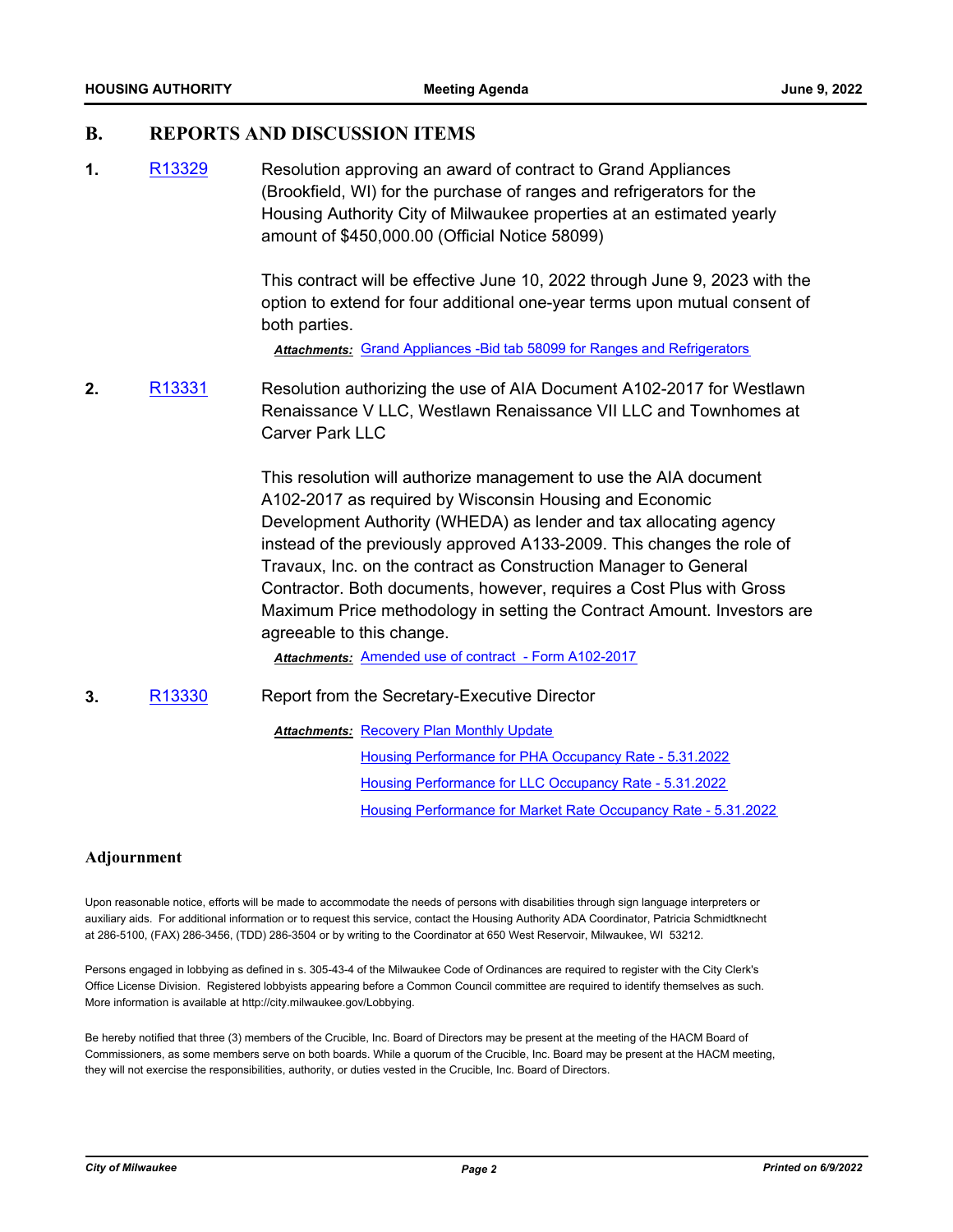## B. REPORTS AND DISCUSSION ITEMS

**1.** R13329 Resolution approving an award of contract to Grand Appliances (Brookfield, WI) for the purchase of ranges and refrigerators for the Housing Authority City of Milwaukee properties at an estimated yearly amount of $450,000.00 (Official Notice 58099)

This contract will be effective June 10, 2022 through June 9, 2023 with the option to extend for four additional one-year terms upon mutual consent of both parties.

***Attachments:*** Grand Appliances -Bid tab 58099 for Ranges and Refrigerators

**2.** R13331 Resolution authorizing the use of AIA Document A102-2017 for Westlawn Renaissance V LLC, Westlawn Renaissance VII LLC and Townhomes at Carver Park LLC

This resolution will authorize management to use the AIA document A102-2017 as required by Wisconsin Housing and Economic Development Authority (WHEDA) as lender and tax allocating agency instead of the previously approved A133-2009. This changes the role of Travaux, Inc. on the contract as Construction Manager to General Contractor. Both documents, however, requires a Cost Plus with Gross Maximum Price methodology in setting the Contract Amount. Investors are agreeable to this change.

***Attachments:*** Amended use of contract - Form A102-2017

**3.** R13330 Report from the Secretary-Executive Director

***Attachments:*** Recovery Plan Monthly Update
Housing Performance for PHA Occupancy Rate - 5.31.2022
Housing Performance for LLC Occupancy Rate - 5.31.2022
Housing Performance for Market Rate Occupancy Rate - 5.31.2022

## Adjournment

Upon reasonable notice, efforts will be made to accommodate the needs of persons with disabilities through sign language interpreters or auxiliary aids. For additional information or to request this service, contact the Housing Authority ADA Coordinator, Patricia Schmidtknecht at 286-5100, (FAX) 286-3456, (TDD) 286-3504 or by writing to the Coordinator at 650 West Reservoir, Milwaukee, WI 53212.

Persons engaged in lobbying as defined in s. 305-43-4 of the Milwaukee Code of Ordinances are required to register with the City Clerk's Office License Division. Registered lobbyists appearing before a Common Council committee are required to identify themselves as such. More information is available at http://city.milwaukee.gov/Lobbying.

Be hereby notified that three (3) members of the Crucible, Inc. Board of Directors may be present at the meeting of the HACM Board of Commissioners, as some members serve on both boards. While a quorum of the Crucible, Inc. Board may be present at the HACM meeting, they will not exercise the responsibilities, authority, or duties vested in the Crucible, Inc. Board of Directors.